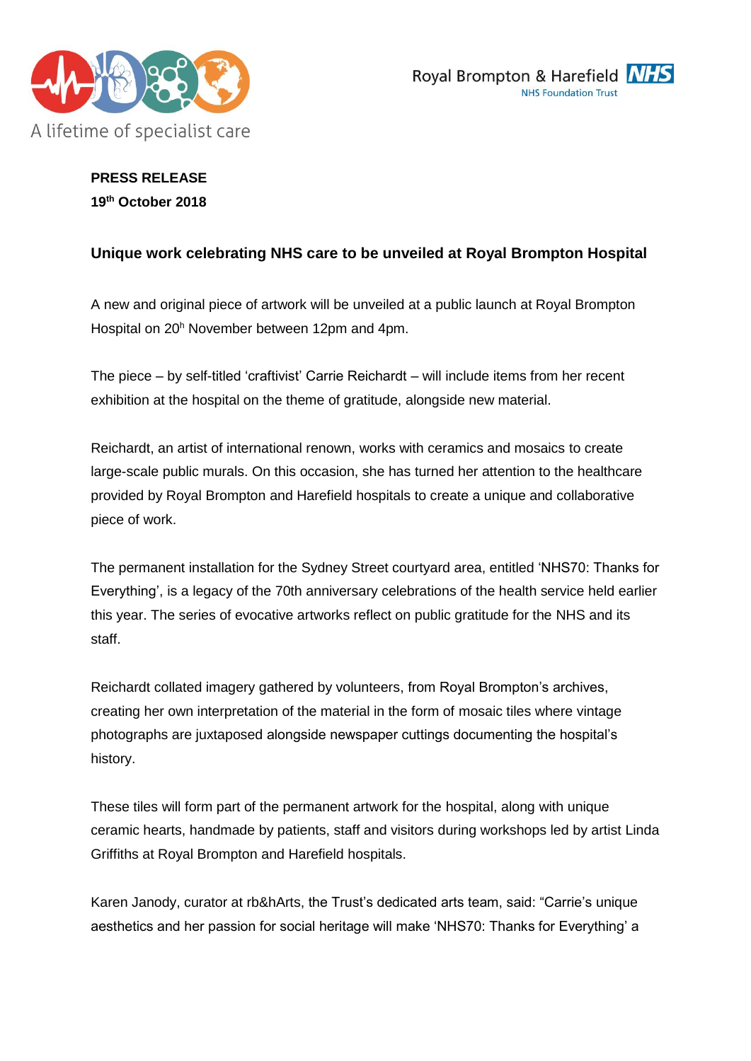A lifetime of specialist care

Royal Brompton & Harefield NHS
NHS Foundation Trust

**PRESS RELEASE**
**19th October 2018**

### Unique work celebrating NHS care to be unveiled at Royal Brompton Hospital

A new and original piece of artwork will be unveiled at a public launch at Royal Brompton Hospital on 20h November between 12pm and 4pm.

The piece – by self-titled 'craftivist' Carrie Reichardt – will include items from her recent exhibition at the hospital on the theme of gratitude, alongside new material.

Reichardt, an artist of international renown, works with ceramics and mosaics to create large-scale public murals. On this occasion, she has turned her attention to the healthcare provided by Royal Brompton and Harefield hospitals to create a unique and collaborative piece of work.

The permanent installation for the Sydney Street courtyard area, entitled 'NHS70: Thanks for Everything', is a legacy of the 70th anniversary celebrations of the health service held earlier this year. The series of evocative artworks reflect on public gratitude for the NHS and its staff.

Reichardt collated imagery gathered by volunteers, from Royal Brompton's archives, creating her own interpretation of the material in the form of mosaic tiles where vintage photographs are juxtaposed alongside newspaper cuttings documenting the hospital's history.

These tiles will form part of the permanent artwork for the hospital, along with unique ceramic hearts, handmade by patients, staff and visitors during workshops led by artist Linda Griffiths at Royal Brompton and Harefield hospitals.

Karen Janody, curator at rb&hArts, the Trust's dedicated arts team, said: "Carrie's unique aesthetics and her passion for social heritage will make 'NHS70: Thanks for Everything' a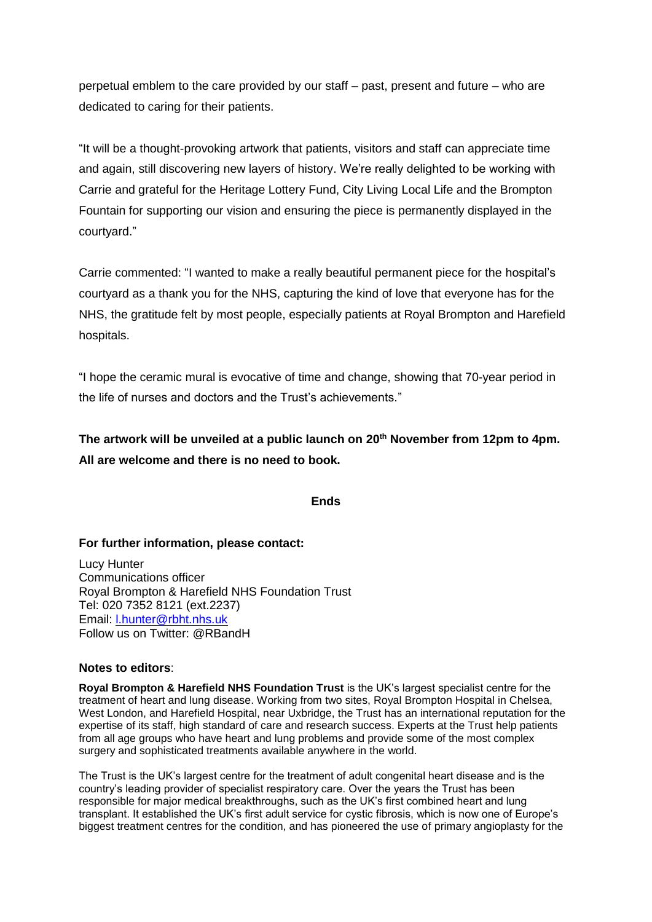perpetual emblem to the care provided by our staff – past, present and future – who are dedicated to caring for their patients.

"It will be a thought-provoking artwork that patients, visitors and staff can appreciate time and again, still discovering new layers of history. We're really delighted to be working with Carrie and grateful for the Heritage Lottery Fund, City Living Local Life and the Brompton Fountain for supporting our vision and ensuring the piece is permanently displayed in the courtyard."

Carrie commented: "I wanted to make a really beautiful permanent piece for the hospital's courtyard as a thank you for the NHS, capturing the kind of love that everyone has for the NHS, the gratitude felt by most people, especially patients at Royal Brompton and Harefield hospitals.

"I hope the ceramic mural is evocative of time and change, showing that 70-year period in the life of nurses and doctors and the Trust's achievements."

**The artwork will be unveiled at a public launch on 20th November from 12pm to 4pm. All are welcome and there is no need to book.**

**Ends**

**For further information, please contact:**

Lucy Hunter
Communications officer
Royal Brompton & Harefield NHS Foundation Trust
Tel: 020 7352 8121 (ext.2237)
Email: l.hunter@rbht.nhs.uk
Follow us on Twitter: @RBandH

**Notes to editors**:

**Royal Brompton & Harefield NHS Foundation Trust** is the UK's largest specialist centre for the treatment of heart and lung disease. Working from two sites, Royal Brompton Hospital in Chelsea, West London, and Harefield Hospital, near Uxbridge, the Trust has an international reputation for the expertise of its staff, high standard of care and research success. Experts at the Trust help patients from all age groups who have heart and lung problems and provide some of the most complex surgery and sophisticated treatments available anywhere in the world.

The Trust is the UK's largest centre for the treatment of adult congenital heart disease and is the country's leading provider of specialist respiratory care. Over the years the Trust has been responsible for major medical breakthroughs, such as the UK's first combined heart and lung transplant. It established the UK's first adult service for cystic fibrosis, which is now one of Europe's biggest treatment centres for the condition, and has pioneered the use of primary angioplasty for the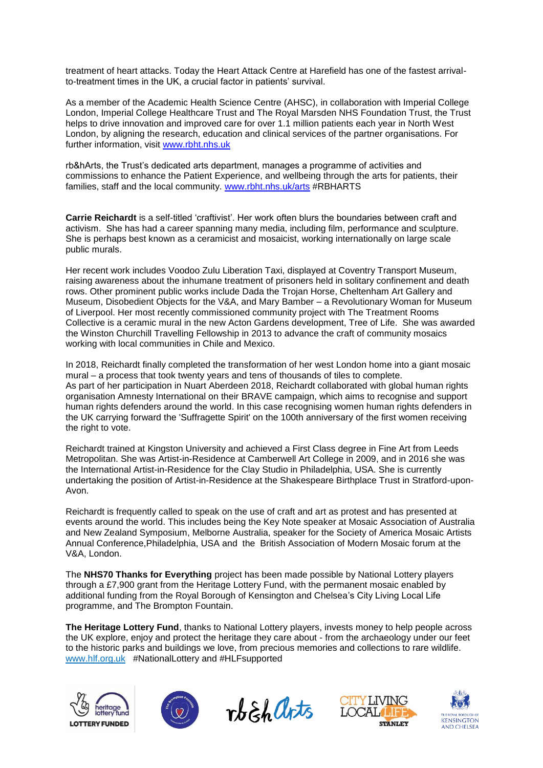treatment of heart attacks. Today the Heart Attack Centre at Harefield has one of the fastest arrival-to-treatment times in the UK, a crucial factor in patients' survival.

As a member of the Academic Health Science Centre (AHSC), in collaboration with Imperial College London, Imperial College Healthcare Trust and The Royal Marsden NHS Foundation Trust, the Trust helps to drive innovation and improved care for over 1.1 million patients each year in North West London, by aligning the research, education and clinical services of the partner organisations. For further information, visit www.rbht.nhs.uk

rb&hArts, the Trust's dedicated arts department, manages a programme of activities and commissions to enhance the Patient Experience, and wellbeing through the arts for patients, their families, staff and the local community. www.rbht.nhs.uk/arts #RBHARTS

**Carrie Reichardt** is a self-titled 'craftivist'. Her work often blurs the boundaries between craft and activism. She has had a career spanning many media, including film, performance and sculpture. She is perhaps best known as a ceramicist and mosaicist, working internationally on large scale public murals.

Her recent work includes Voodoo Zulu Liberation Taxi, displayed at Coventry Transport Museum, raising awareness about the inhumane treatment of prisoners held in solitary confinement and death rows. Other prominent public works include Dada the Trojan Horse, Cheltenham Art Gallery and Museum, Disobedient Objects for the V&A, and Mary Bamber – a Revolutionary Woman for Museum of Liverpool. Her most recently commissioned community project with The Treatment Rooms Collective is a ceramic mural in the new Acton Gardens development, Tree of Life. She was awarded the Winston Churchill Travelling Fellowship in 2013 to advance the craft of community mosaics working with local communities in Chile and Mexico.

In 2018, Reichardt finally completed the transformation of her west London home into a giant mosaic mural – a process that took twenty years and tens of thousands of tiles to complete.
As part of her participation in Nuart Aberdeen 2018, Reichardt collaborated with global human rights organisation Amnesty International on their BRAVE campaign, which aims to recognise and support human rights defenders around the world. In this case recognising women human rights defenders in the UK carrying forward the 'Suffragette Spirit' on the 100th anniversary of the first women receiving the right to vote.

Reichardt trained at Kingston University and achieved a First Class degree in Fine Art from Leeds Metropolitan. She was Artist-in-Residence at Camberwell Art College in 2009, and in 2016 she was the International Artist-in-Residence for the Clay Studio in Philadelphia, USA. She is currently undertaking the position of Artist-in-Residence at the Shakespeare Birthplace Trust in Stratford-upon-Avon.

Reichardt is frequently called to speak on the use of craft and art as protest and has presented at events around the world. This includes being the Key Note speaker at Mosaic Association of Australia and New Zealand Symposium, Melborne Australia, speaker for the Society of America Mosaic Artists Annual Conference,Philadelphia, USA and the British Association of Modern Mosaic forum at the V&A, London.

The **NHS70 Thanks for Everything** project has been made possible by National Lottery players through a £7,900 grant from the Heritage Lottery Fund, with the permanent mosaic enabled by additional funding from the Royal Borough of Kensington and Chelsea's City Living Local Life programme, and The Brompton Fountain.

**The Heritage Lottery Fund**, thanks to National Lottery players, invests money to help people across the UK explore, enjoy and protect the heritage they care about - from the archaeology under our feet to the historic parks and buildings we love, from precious memories and collections to rare wildlife. www.hlf.org.uk #NationalLottery and #HLFsupported